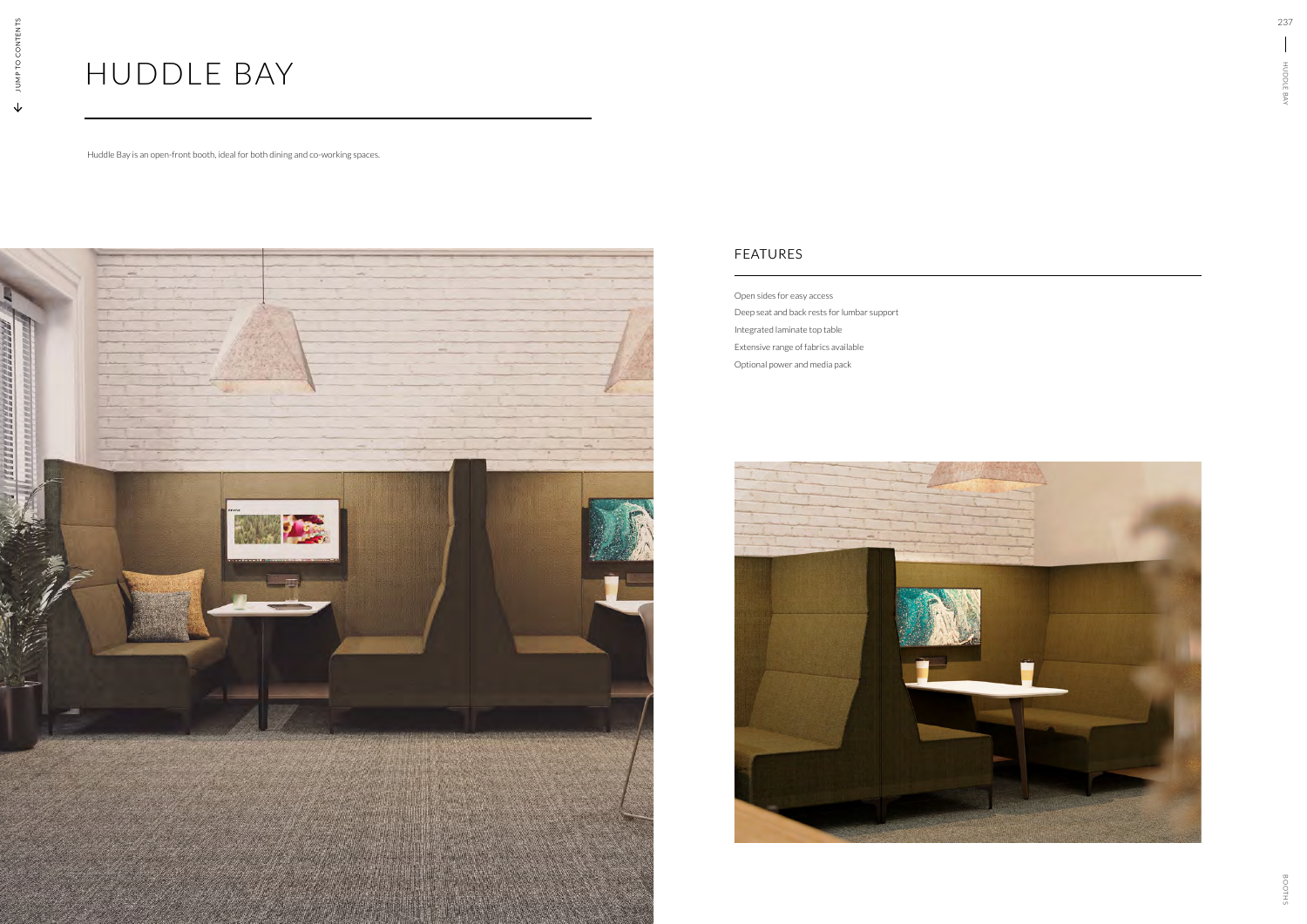# HUDDLE BAY

Huddle Bay is an open-front booth, ideal for both dining and co-working spaces.

## FEATURES

Open sides for easy access

Deep seat and back rests for lumbar support

Integrated laminate top table

Extensive range of fabrics available

Optional power and media pack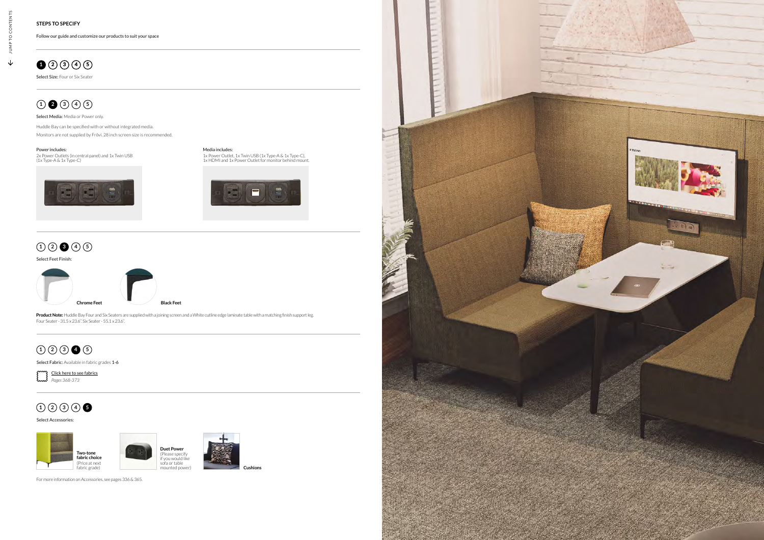## STEPS TO SPECIFY

Follow our guide and customize our products to suit your space

### 1

**Select Size:** Four or Six Seater

### 2

**Select Media:** Media or Power only.

Huddle Bay can be specified with or without integrated media.

Monitors are not supplied by Frövi. 28 inch screen size is recommended.

Power includes:
2x Power Outlets (in central panel) and 1x Twin USB (1x Type-A & 1x Type-C)

Media includes:
1x Power Outlet, 1x Twin USB (1x Type-A & 1x Type-C), 1x HDMI and 1x Power Outlet for monitor behind mount.

### 3

**Select Feet Finish:**

**Chrome Feet**

**Black Feet**

**Product Note:** Huddle Bay Four and Six Seaters are supplied with a joining screen and a White cutline edge laminate table with a matching finish support leg. Four Seater - 31.5 x 23.6". Six Seater - 55.1 x 23.6".

### 4

**Select Fabric:** Available in fabric grades **1-6**

Click here to see fabrics
*Pages 368-373*

### 5

**Select Accessories:**

**Two-tone fabric choice** (Price at next fabric grade)

**Duet Power** (Please specify if you would like sofa or table mounted power)

**Cushions**

For more information on Accessories, see pages 336 & 365.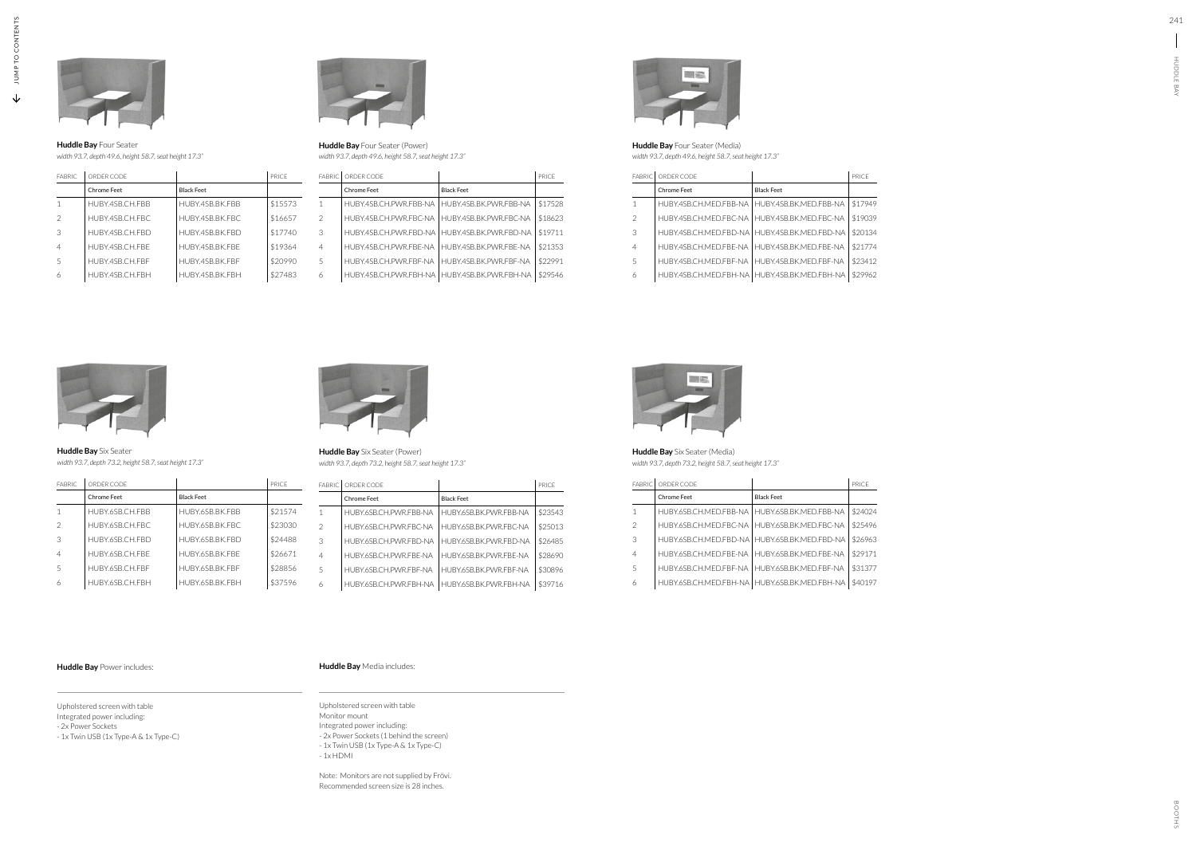**Huddle Bay** Four Seater

*width 93.7, depth 49.6, height 58.7, seat height 17.3"*

| FABRIC | ORDER CODE | | PRICE |
|---|---|---|---|
| | Chrome Feet | Black Feet | |
| 1 | HUBY.4SB.CH.FBB | HUBY.4SB.BK.FBB | $15573 |
| 2 | HUBY.4SB.CH.FBC | HUBY.4SB.BK.FBC | $16657 |
| 3 | HUBY.4SB.CH.FBD | HUBY.4SB.BK.FBD | $17740 |
| 4 | HUBY.4SB.CH.FBE | HUBY.4SB.BK.FBE | $19364 |
| 5 | HUBY.4SB.CH.FBF | HUBY.4SB.BK.FBF | $20990 |
| 6 | HUBY.4SB.CH.FBH | HUBY.4SB.BK.FBH | $27483 |

**Huddle Bay** Four Seater (Power)

*width 93.7, depth 49.6, height 58.7, seat height 17.3"*

| FABRIC | ORDER CODE | | PRICE |
|---|---|---|---|
| | Chrome Feet | Black Feet | |
| 1 | HUBY.4SB.CH.PWR.FBB-NA | HUBY.4SB.BK.PWR.FBB-NA | $17528 |
| 2 | HUBY.4SB.CH.PWR.FBC-NA | HUBY.4SB.BK.PWR.FBC-NA | $18623 |
| 3 | HUBY.4SB.CH.PWR.FBD-NA | HUBY.4SB.BK.PWR.FBD-NA | $19711 |
| 4 | HUBY.4SB.CH.PWR.FBE-NA | HUBY.4SB.BK.PWR.FBE-NA | $21353 |
| 5 | HUBY.4SB.CH.PWR.FBF-NA | HUBY.4SB.BK.PWR.FBF-NA | $22991 |
| 6 | HUBY.4SB.CH.PWR.FBH-NA | HUBY.4SB.BK.PWR.FBH-NA | $29546 |

**Huddle Bay** Four Seater (Media)

*width 93.7, depth 49.6, height 58.7, seat height 17.3"*

| FABRIC | ORDER CODE | | PRICE |
|---|---|---|---|
| | Chrome Feet | Black Feet | |
| 1 | HUBY.4SB.CH.MED.FBB-NA | HUBY.4SB.BK.MED.FBB-NA | $17949 |
| 2 | HUBY.4SB.CH.MED.FBC-NA | HUBY.4SB.BK.MED.FBC-NA | $19039 |
| 3 | HUBY.4SB.CH.MED.FBD-NA | HUBY.4SB.BK.MED.FBD-NA | $20134 |
| 4 | HUBY.4SB.CH.MED.FBE-NA | HUBY.4SB.BK.MED.FBE-NA | $21774 |
| 5 | HUBY.4SB.CH.MED.FBF-NA | HUBY.4SB.BK.MED.FBF-NA | $23412 |
| 6 | HUBY.4SB.CH.MED.FBH-NA | HUBY.4SB.BK.MED.FBH-NA | $29962 |

**Huddle Bay** Six Seater

*width 93.7, depth 73.2, height 58.7, seat height 17.3"*

| FABRIC | ORDER CODE | | PRICE |
|---|---|---|---|
| | Chrome Feet | Black Feet | |
| 1 | HUBY.6SB.CH.FBB | HUBY.6SB.BK.FBB | $21574 |
| 2 | HUBY.6SB.CH.FBC | HUBY.6SB.BK.FBC | $23030 |
| 3 | HUBY.6SB.CH.FBD | HUBY.6SB.BK.FBD | $24488 |
| 4 | HUBY.6SB.CH.FBE | HUBY.6SB.BK.FBE | $26671 |
| 5 | HUBY.6SB.CH.FBF | HUBY.6SB.BK.FBF | $28856 |
| 6 | HUBY.6SB.CH.FBH | HUBY.6SB.BK.FBH | $37596 |

**Huddle Bay** Six Seater (Power)

*width 93.7, depth 73.2, height 58.7, seat height 17.3"*

| FABRIC | ORDER CODE | | PRICE |
|---|---|---|---|
| | Chrome Feet | Black Feet | |
| 1 | HUBY.6SB.CH.PWR.FBB-NA | HUBY.6SB.BK.PWR.FBB-NA | $23543 |
| 2 | HUBY.6SB.CH.PWR.FBC-NA | HUBY.6SB.BK.PWR.FBC-NA | $25013 |
| 3 | HUBY.6SB.CH.PWR.FBD-NA | HUBY.6SB.BK.PWR.FBD-NA | $26485 |
| 4 | HUBY.6SB.CH.PWR.FBE-NA | HUBY.6SB.BK.PWR.FBE-NA | $28690 |
| 5 | HUBY.6SB.CH.PWR.FBF-NA | HUBY.6SB.BK.PWR.FBF-NA | $30896 |
| 6 | HUBY.6SB.CH.PWR.FBH-NA | HUBY.6SB.BK.PWR.FBH-NA | $39716 |

**Huddle Bay** Six Seater (Media)

*width 93.7, depth 73.2, height 58.7, seat height 17.3"*

| FABRIC | ORDER CODE | | PRICE |
|---|---|---|---|
| | Chrome Feet | Black Feet | |
| 1 | HUBY.6SB.CH.MED.FBB-NA | HUBY.6SB.BK.MED.FBB-NA | $24024 |
| 2 | HUBY.6SB.CH.MED.FBC-NA | HUBY.6SB.BK.MED.FBC-NA | $25496 |
| 3 | HUBY.6SB.CH.MED.FBD-NA | HUBY.6SB.BK.MED.FBD-NA | $26963 |
| 4 | HUBY.6SB.CH.MED.FBE-NA | HUBY.6SB.BK.MED.FBE-NA | $29171 |
| 5 | HUBY.6SB.CH.MED.FBF-NA | HUBY.6SB.BK.MED.FBF-NA | $31377 |
| 6 | HUBY.6SB.CH.MED.FBH-NA | HUBY.6SB.BK.MED.FBH-NA | $40197 |

**Huddle Bay** Power includes:

Upholstered screen with table
Integrated power including:
- 2x Power Sockets
- 1x Twin USB (1x Type-A & 1x Type-C)

**Huddle Bay** Media includes:

Upholstered screen with table
Monitor mount
Integrated power including:
- 2x Power Sockets (1 behind the screen)
- 1x Twin USB (1x Type-A & 1x Type-C)
- 1x HDMI

Note: Monitors are not supplied by Frövi.
Recommended screen size is 28 inches.